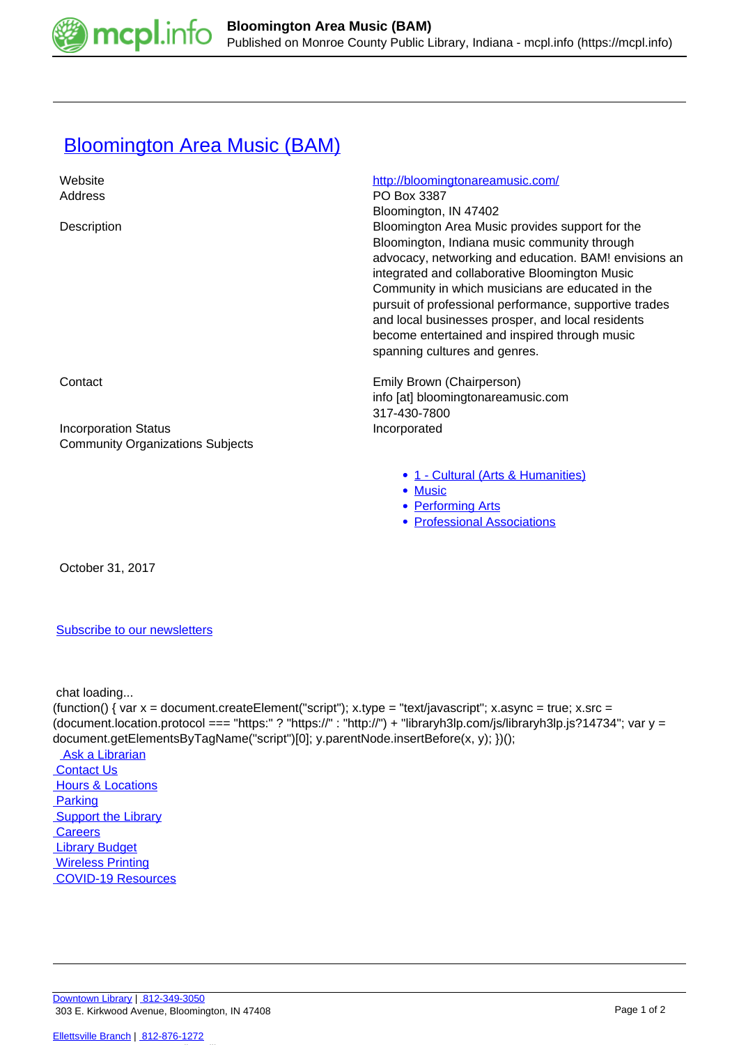# Bloomington Area Music (BAM)

| | |
|---|---|
| Website | http://bloomingtonareamusic.com/ |
| Address | PO Box 3387<br>Bloomington, IN 47402 |
| Description | Bloomington Area Music provides support for the Bloomington, Indiana music community through advocacy, networking and education. BAM! envisions an integrated and collaborative Bloomington Music Community in which musicians are educated in the pursuit of professional performance, supportive trades and local businesses prosper, and local residents become entertained and inspired through music spanning cultures and genres. |
| Contact | Emily Brown (Chairperson)<br>info [at] bloomingtonareamusic.com<br>317-430-7800 |
| Incorporation Status | Incorporated |
| Community Organizations Subjects | • 1 - Cultural (Arts & Humanities)<br>• Music<br>• Performing Arts<br>• Professional Associations |

October 31, 2017

Subscribe to our newsletters

chat loading...

```
(function() { var x = document.createElement("script"); x.type = "text/javascript"; x.async = true; x.src = (document.location.protocol === "https:" ? "https://" : "http://") + "libraryh3lp.com/js/libraryh3lp.js?14734"; var y = document.getElementsByTagName("script")[0]; y.parentNode.insertBefore(x, y); })();
```

Ask a Librarian
Contact Us
Hours & Locations
Parking
Support the Library
Careers
Library Budget
Wireless Printing
COVID-19 Resources

Downtown Library | 812-349-3050
303 E. Kirkwood Avenue, Bloomington, IN 47408

Ellettsville Branch | 812-876-1272